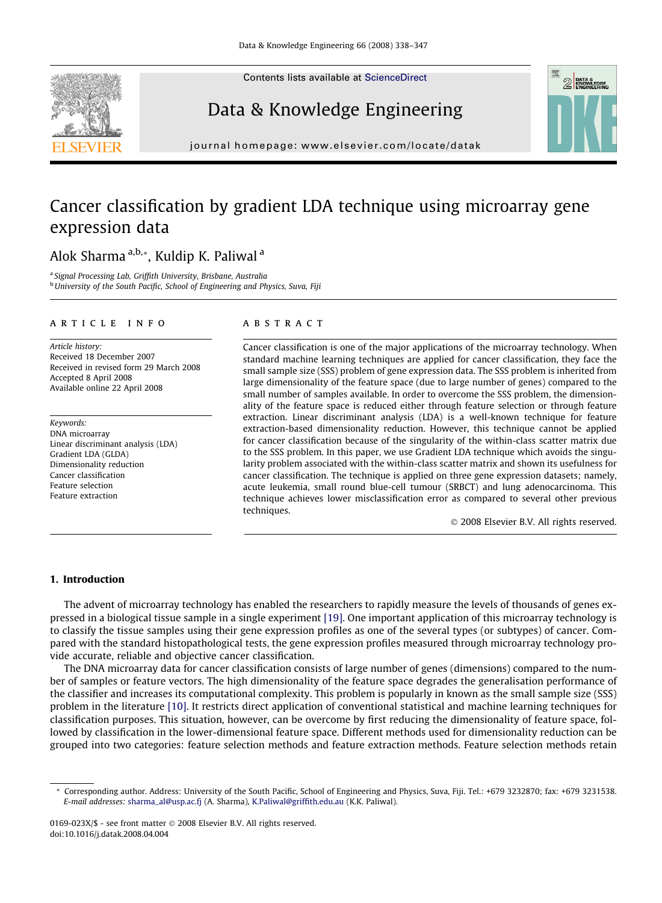Contents lists available at ScienceDirect

# Data & Knowledge Engineering

journal homepage: www.elsevier.com/locate/datak

# Cancer classification by gradient LDA technique using microarray gene expression data

Alok Sharma [a,b,*], Kuldip K. Paliwal [a]

[a] *Signal Processing Lab, Griffith University, Brisbane, Australia*
[b] *University of the South Pacific, School of Engineering and Physics, Suva, Fiji*

## ARTICLE INFO

*Article history:*
Received 18 December 2007
Received in revised form 29 March 2008
Accepted 8 April 2008
Available online 22 April 2008

*Keywords:*
DNA microarray
Linear discriminant analysis (LDA)
Gradient LDA (GLDA)
Dimensionality reduction
Cancer classification
Feature selection
Feature extraction

## ABSTRACT

Cancer classification is one of the major applications of the microarray technology. When standard machine learning techniques are applied for cancer classification, they face the small sample size (SSS) problem of gene expression data. The SSS problem is inherited from large dimensionality of the feature space (due to large number of genes) compared to the small number of samples available. In order to overcome the SSS problem, the dimensionality of the feature space is reduced either through feature selection or through feature extraction. Linear discriminant analysis (LDA) is a well-known technique for feature extraction-based dimensionality reduction. However, this technique cannot be applied for cancer classification because of the singularity of the within-class scatter matrix due to the SSS problem. In this paper, we use Gradient LDA technique which avoids the singularity problem associated with the within-class scatter matrix and shown its usefulness for cancer classification. The technique is applied on three gene expression datasets; namely, acute leukemia, small round blue-cell tumour (SRBCT) and lung adenocarcinoma. This technique achieves lower misclassification error as compared to several other previous techniques.

© 2008 Elsevier B.V. All rights reserved.

## 1. Introduction

The advent of microarray technology has enabled the researchers to rapidly measure the levels of thousands of genes expressed in a biological tissue sample in a single experiment [19]. One important application of this microarray technology is to classify the tissue samples using their gene expression profiles as one of the several types (or subtypes) of cancer. Compared with the standard histopathological tests, the gene expression profiles measured through microarray technology provide accurate, reliable and objective cancer classification.

The DNA microarray data for cancer classification consists of large number of genes (dimensions) compared to the number of samples or feature vectors. The high dimensionality of the feature space degrades the generalisation performance of the classifier and increases its computational complexity. This problem is popularly in known as the small sample size (SSS) problem in the literature [10]. It restricts direct application of conventional statistical and machine learning techniques for classification purposes. This situation, however, can be overcome by first reducing the dimensionality of feature space, followed by classification in the lower-dimensional feature space. Different methods used for dimensionality reduction can be grouped into two categories: feature selection methods and feature extraction methods. Feature selection methods retain

---

\* Corresponding author. Address: University of the South Pacific, School of Engineering and Physics, Suva, Fiji. Tel.: +679 3232870; fax: +679 3231538. *E-mail addresses:* sharma_al@usp.ac.fj (A. Sharma), K.Paliwal@griffith.edu.au (K.K. Paliwal).

0169-023X/$ - see front matter © 2008 Elsevier B.V. All rights reserved.
doi:10.1016/j.datak.2008.04.004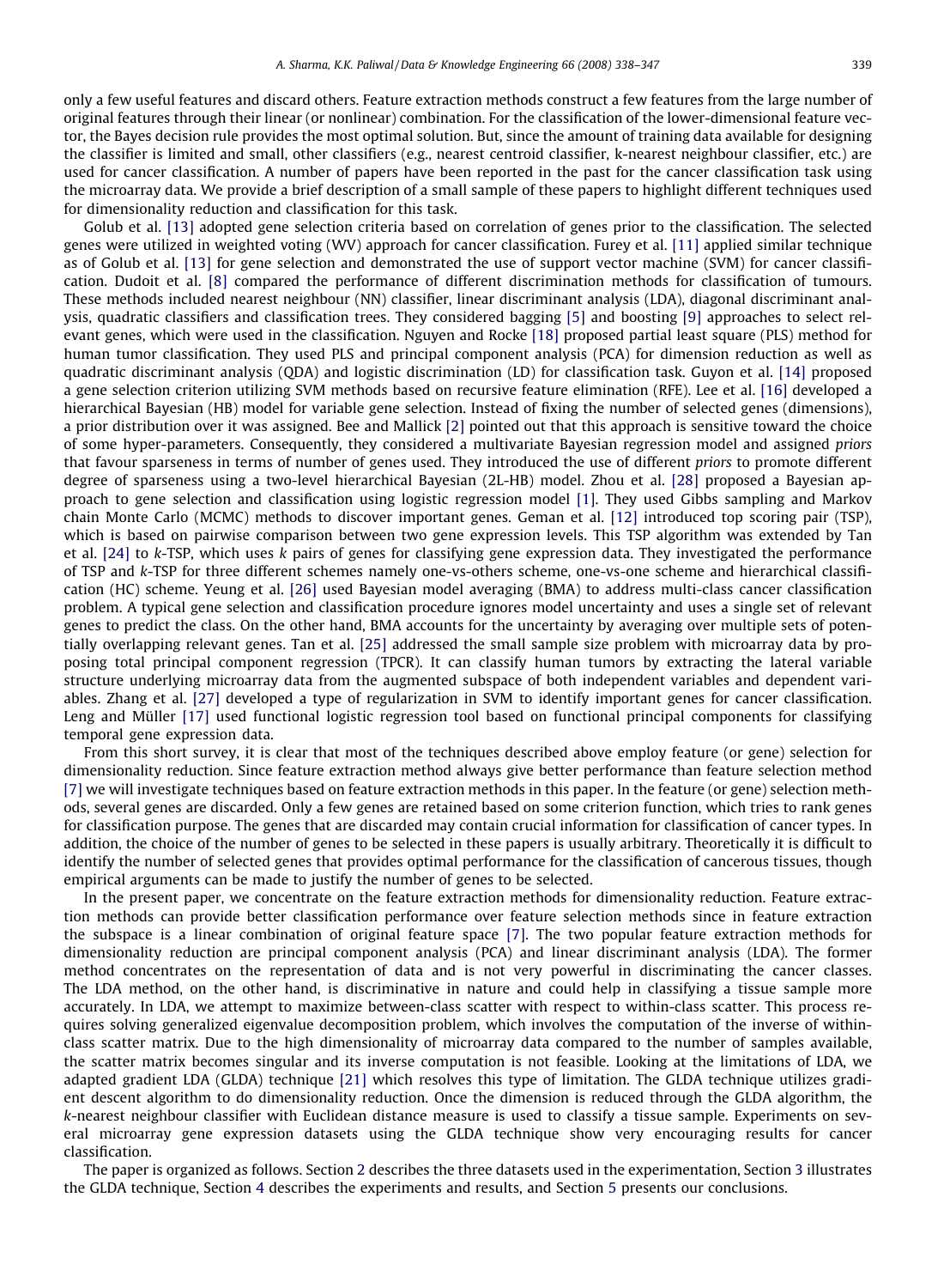only a few useful features and discard others. Feature extraction methods construct a few features from the large number of original features through their linear (or nonlinear) combination. For the classification of the lower-dimensional feature vector, the Bayes decision rule provides the most optimal solution. But, since the amount of training data available for designing the classifier is limited and small, other classifiers (e.g., nearest centroid classifier, k-nearest neighbour classifier, etc.) are used for cancer classification. A number of papers have been reported in the past for the cancer classification task using the microarray data. We provide a brief description of a small sample of these papers to highlight different techniques used for dimensionality reduction and classification for this task.

Golub et al. [13] adopted gene selection criteria based on correlation of genes prior to the classification. The selected genes were utilized in weighted voting (WV) approach for cancer classification. Furey et al. [11] applied similar technique as of Golub et al. [13] for gene selection and demonstrated the use of support vector machine (SVM) for cancer classification. Dudoit et al. [8] compared the performance of different discrimination methods for classification of tumours. These methods included nearest neighbour (NN) classifier, linear discriminant analysis (LDA), diagonal discriminant analysis, quadratic classifiers and classification trees. They considered bagging [5] and boosting [9] approaches to select relevant genes, which were used in the classification. Nguyen and Rocke [18] proposed partial least square (PLS) method for human tumor classification. They used PLS and principal component analysis (PCA) for dimension reduction as well as quadratic discriminant analysis (QDA) and logistic discrimination (LD) for classification task. Guyon et al. [14] proposed a gene selection criterion utilizing SVM methods based on recursive feature elimination (RFE). Lee et al. [16] developed a hierarchical Bayesian (HB) model for variable gene selection. Instead of fixing the number of selected genes (dimensions), a prior distribution over it was assigned. Bee and Mallick [2] pointed out that this approach is sensitive toward the choice of some hyper-parameters. Consequently, they considered a multivariate Bayesian regression model and assigned *priors* that favour sparseness in terms of number of genes used. They introduced the use of different *priors* to promote different degree of sparseness using a two-level hierarchical Bayesian (2L-HB) model. Zhou et al. [28] proposed a Bayesian approach to gene selection and classification using logistic regression model [1]. They used Gibbs sampling and Markov chain Monte Carlo (MCMC) methods to discover important genes. Geman et al. [12] introduced top scoring pair (TSP), which is based on pairwise comparison between two gene expression levels. This TSP algorithm was extended by Tan et al. [24] to *k*-TSP, which uses *k* pairs of genes for classifying gene expression data. They investigated the performance of TSP and *k*-TSP for three different schemes namely one-vs-others scheme, one-vs-one scheme and hierarchical classification (HC) scheme. Yeung et al. [26] used Bayesian model averaging (BMA) to address multi-class cancer classification problem. A typical gene selection and classification procedure ignores model uncertainty and uses a single set of relevant genes to predict the class. On the other hand, BMA accounts for the uncertainty by averaging over multiple sets of potentially overlapping relevant genes. Tan et al. [25] addressed the small sample size problem with microarray data by proposing total principal component regression (TPCR). It can classify human tumors by extracting the lateral variable structure underlying microarray data from the augmented subspace of both independent variables and dependent variables. Zhang et al. [27] developed a type of regularization in SVM to identify important genes for cancer classification. Leng and Müller [17] used functional logistic regression tool based on functional principal components for classifying temporal gene expression data.

From this short survey, it is clear that most of the techniques described above employ feature (or gene) selection for dimensionality reduction. Since feature extraction method always give better performance than feature selection method [7] we will investigate techniques based on feature extraction methods in this paper. In the feature (or gene) selection methods, several genes are discarded. Only a few genes are retained based on some criterion function, which tries to rank genes for classification purpose. The genes that are discarded may contain crucial information for classification of cancer types. In addition, the choice of the number of genes to be selected in these papers is usually arbitrary. Theoretically it is difficult to identify the number of selected genes that provides optimal performance for the classification of cancerous tissues, though empirical arguments can be made to justify the number of genes to be selected.

In the present paper, we concentrate on the feature extraction methods for dimensionality reduction. Feature extraction methods can provide better classification performance over feature selection methods since in feature extraction the subspace is a linear combination of original feature space [7]. The two popular feature extraction methods for dimensionality reduction are principal component analysis (PCA) and linear discriminant analysis (LDA). The former method concentrates on the representation of data and is not very powerful in discriminating the cancer classes. The LDA method, on the other hand, is discriminative in nature and could help in classifying a tissue sample more accurately. In LDA, we attempt to maximize between-class scatter with respect to within-class scatter. This process requires solving generalized eigenvalue decomposition problem, which involves the computation of the inverse of within-class scatter matrix. Due to the high dimensionality of microarray data compared to the number of samples available, the scatter matrix becomes singular and its inverse computation is not feasible. Looking at the limitations of LDA, we adapted gradient LDA (GLDA) technique [21] which resolves this type of limitation. The GLDA technique utilizes gradient descent algorithm to do dimensionality reduction. Once the dimension is reduced through the GLDA algorithm, the *k*-nearest neighbour classifier with Euclidean distance measure is used to classify a tissue sample. Experiments on several microarray gene expression datasets using the GLDA technique show very encouraging results for cancer classification.

The paper is organized as follows. Section 2 describes the three datasets used in the experimentation, Section 3 illustrates the GLDA technique, Section 4 describes the experiments and results, and Section 5 presents our conclusions.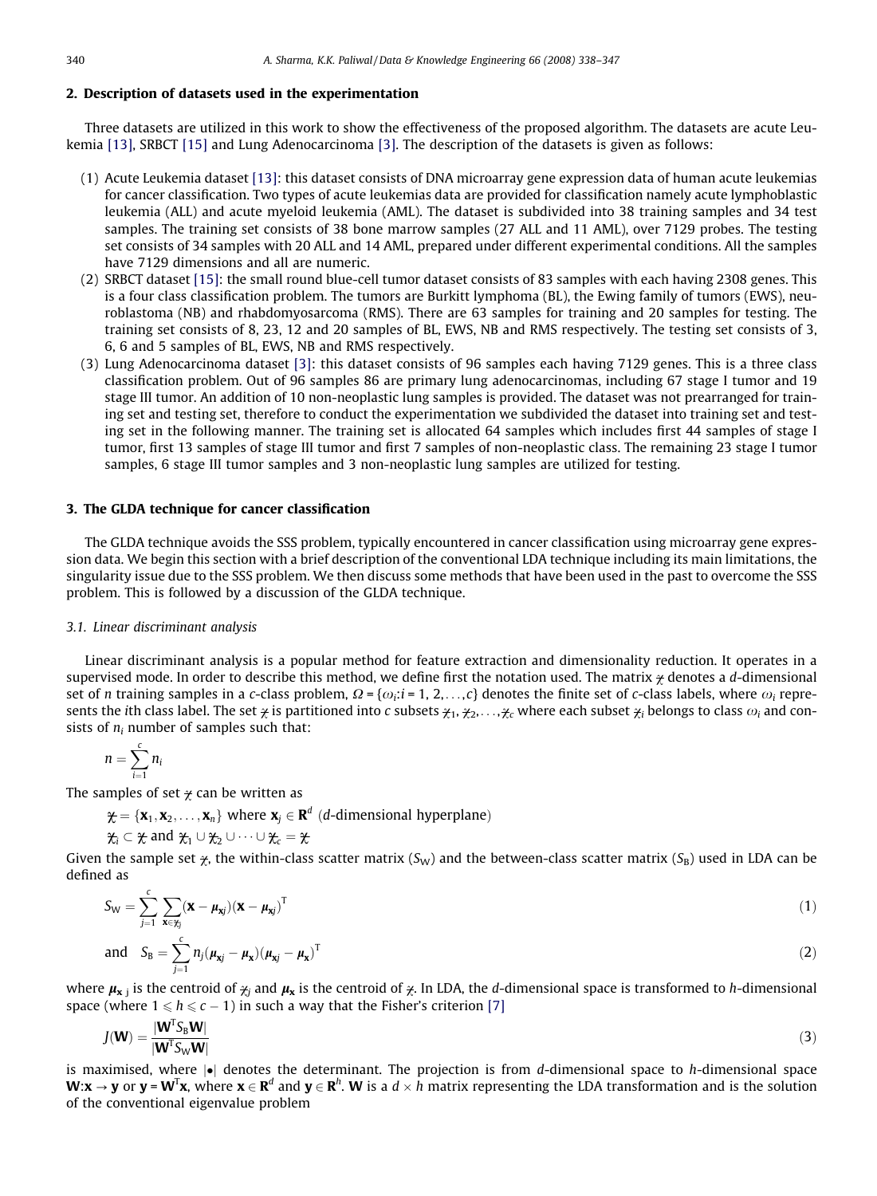## 2. Description of datasets used in the experimentation

Three datasets are utilized in this work to show the effectiveness of the proposed algorithm. The datasets are acute Leukemia [13], SRBCT [15] and Lung Adenocarcinoma [3]. The description of the datasets is given as follows:

(1) Acute Leukemia dataset [13]: this dataset consists of DNA microarray gene expression data of human acute leukemias for cancer classification. Two types of acute leukemias data are provided for classification namely acute lymphoblastic leukemia (ALL) and acute myeloid leukemia (AML). The dataset is subdivided into 38 training samples and 34 test samples. The training set consists of 38 bone marrow samples (27 ALL and 11 AML), over 7129 probes. The testing set consists of 34 samples with 20 ALL and 14 AML, prepared under different experimental conditions. All the samples have 7129 dimensions and all are numeric.

(2) SRBCT dataset [15]: the small round blue-cell tumor dataset consists of 83 samples with each having 2308 genes. This is a four class classification problem. The tumors are Burkitt lymphoma (BL), the Ewing family of tumors (EWS), neuroblastoma (NB) and rhabdomyosarcoma (RMS). There are 63 samples for training and 20 samples for testing. The training set consists of 8, 23, 12 and 20 samples of BL, EWS, NB and RMS respectively. The testing set consists of 3, 6, 6 and 5 samples of BL, EWS, NB and RMS respectively.

(3) Lung Adenocarcinoma dataset [3]: this dataset consists of 96 samples each having 7129 genes. This is a three class classification problem. Out of 96 samples 86 are primary lung adenocarcinomas, including 67 stage I tumor and 19 stage III tumor. An addition of 10 non-neoplastic lung samples is provided. The dataset was not prearranged for training set and testing set, therefore to conduct the experimentation we subdivided the dataset into training set and testing set in the following manner. The training set is allocated 64 samples which includes first 44 samples of stage I tumor, first 13 samples of stage III tumor and first 7 samples of non-neoplastic class. The remaining 23 stage I tumor samples, 6 stage III tumor samples and 3 non-neoplastic lung samples are utilized for testing.

## 3. The GLDA technique for cancer classification

The GLDA technique avoids the SSS problem, typically encountered in cancer classification using microarray gene expression data. We begin this section with a brief description of the conventional LDA technique including its main limitations, the singularity issue due to the SSS problem. We then discuss some methods that have been used in the past to overcome the SSS problem. This is followed by a discussion of the GLDA technique.

### 3.1. Linear discriminant analysis

Linear discriminant analysis is a popular method for feature extraction and dimensionality reduction. It operates in a supervised mode. In order to describe this method, we define first the notation used. The matrix $\chi$ denotes a $d$-dimensional set of $n$ training samples in a $c$-class problem, $\Omega = \{\omega_i : i = 1, 2, \ldots, c\}$ denotes the finite set of $c$-class labels, where $\omega_i$ represents the $i$th class label. The set $\chi$ is partitioned into $c$ subsets $\chi_1, \chi_2, \ldots, \chi_c$ where each subset $\chi_i$ belongs to class $\omega_i$ and consists of $n_i$ number of samples such that:

$$n = \sum_{i=1}^{c} n_i$$

The samples of set $\chi$ can be written as

$$\chi = \{\mathbf{x}_1, \mathbf{x}_2, \ldots, \mathbf{x}_n\} \text{ where } \mathbf{x}_j \in \mathbf{R}^d \text{ ($d$-dimensional hyperplane)}$$

$$\chi_i \subset \chi \text{ and } \chi_1 \cup \chi_2 \cup \cdots \cup \chi_c = \chi$$

Given the sample set $\chi$, the within-class scatter matrix ($S_W$) and the between-class scatter matrix ($S_B$) used in LDA can be defined as

$$S_W = \sum_{j=1}^{c} \sum_{\mathbf{x} \in \chi_j} (\mathbf{x} - \boldsymbol{\mu}_{\mathbf{x}j})(\mathbf{x} - \boldsymbol{\mu}_{\mathbf{x}j})^T \tag{1}$$

$$\text{and} \quad S_B = \sum_{j=1}^{c} n_j (\boldsymbol{\mu}_{\mathbf{x}j} - \boldsymbol{\mu}_{\mathbf{x}})(\boldsymbol{\mu}_{\mathbf{x}j} - \boldsymbol{\mu}_{\mathbf{x}})^T \tag{2}$$

where $\boldsymbol{\mu}_{\mathbf{x}\,j}$ is the centroid of $\chi_j$ and $\boldsymbol{\mu}_{\mathbf{x}}$ is the centroid of $\chi$. In LDA, the $d$-dimensional space is transformed to $h$-dimensional space (where $1 \leqslant h \leqslant c - 1$) in such a way that the Fisher's criterion [7]

$$J(\mathbf{W}) = \frac{|\mathbf{W}^T S_B \mathbf{W}|}{|\mathbf{W}^T S_W \mathbf{W}|} \tag{3}$$

is maximised, where $|\bullet|$ denotes the determinant. The projection is from $d$-dimensional space to $h$-dimensional space $\mathbf{W}: \mathbf{x} \rightarrow \mathbf{y}$ or $\mathbf{y} = \mathbf{W}^T\mathbf{x}$, where $\mathbf{x} \in \mathbf{R}^d$ and $\mathbf{y} \in \mathbf{R}^h$. $\mathbf{W}$ is a $d \times h$ matrix representing the LDA transformation and is the solution of the conventional eigenvalue problem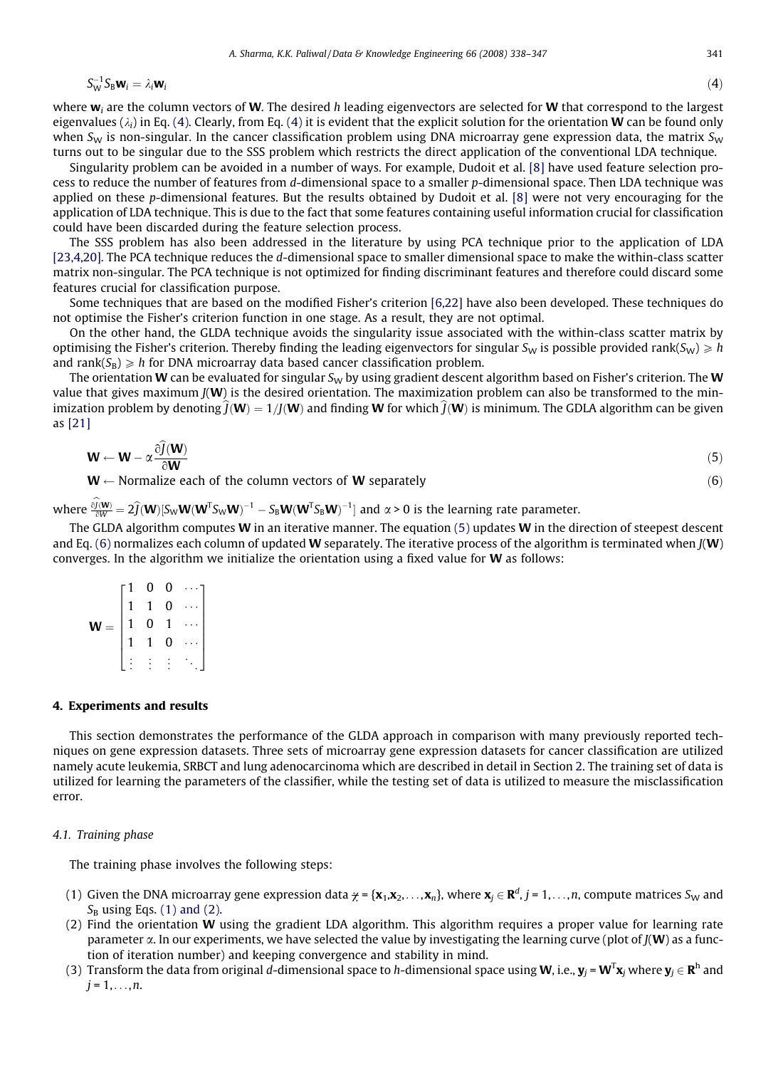$$S_W^{-1} S_B \mathbf{w}_i = \lambda_i \mathbf{w}_i \tag{4}$$

where $\mathbf{w}_i$ are the column vectors of $\mathbf{W}$. The desired $h$ leading eigenvectors are selected for $\mathbf{W}$ that correspond to the largest eigenvalues ($\lambda_i$) in Eq. (4). Clearly, from Eq. (4) it is evident that the explicit solution for the orientation $\mathbf{W}$ can be found only when $S_W$ is non-singular. In the cancer classification problem using DNA microarray gene expression data, the matrix $S_W$ turns out to be singular due to the SSS problem which restricts the direct application of the conventional LDA technique.

Singularity problem can be avoided in a number of ways. For example, Dudoit et al. [8] have used feature selection process to reduce the number of features from $d$-dimensional space to a smaller $p$-dimensional space. Then LDA technique was applied on these $p$-dimensional features. But the results obtained by Dudoit et al. [8] were not very encouraging for the application of LDA technique. This is due to the fact that some features containing useful information crucial for classification could have been discarded during the feature selection process.

The SSS problem has also been addressed in the literature by using PCA technique prior to the application of LDA [23,4,20]. The PCA technique reduces the $d$-dimensional space to smaller dimensional space to make the within-class scatter matrix non-singular. The PCA technique is not optimized for finding discriminant features and therefore could discard some features crucial for classification purpose.

Some techniques that are based on the modified Fisher's criterion [6,22] have also been developed. These techniques do not optimise the Fisher's criterion function in one stage. As a result, they are not optimal.

On the other hand, the GLDA technique avoids the singularity issue associated with the within-class scatter matrix by optimising the Fisher's criterion. Thereby finding the leading eigenvectors for singular $S_W$ is possible provided $\text{rank}(S_W) \geqslant h$ and $\text{rank}(S_B) \geqslant h$ for DNA microarray data based cancer classification problem.

The orientation $\mathbf{W}$ can be evaluated for singular $S_W$ by using gradient descent algorithm based on Fisher's criterion. The $\mathbf{W}$ value that gives maximum $J(\mathbf{W})$ is the desired orientation. The maximization problem can also be transformed to the minimization problem by denoting $\widehat{J}(\mathbf{W}) = 1/J(\mathbf{W})$ and finding $\mathbf{W}$ for which $\widehat{J}(\mathbf{W})$ is minimum. The GDLA algorithm can be given as [21]

$$\mathbf{W} \leftarrow \mathbf{W} - \alpha \frac{\partial \widehat{J}(\mathbf{W})}{\partial \mathbf{W}} \tag{5}$$

$$\mathbf{W} \leftarrow \text{Normalize each of the column vectors of } \mathbf{W} \text{ separately} \tag{6}$$

where $\frac{\partial \widehat{J}(\mathbf{W})}{\partial W} = 2\widehat{J}(\mathbf{W})[S_W \mathbf{W}(\mathbf{W}^T S_W \mathbf{W})^{-1} - S_B \mathbf{W}(\mathbf{W}^T S_B \mathbf{W})^{-1}]$ and $\alpha > 0$ is the learning rate parameter.

The GLDA algorithm computes $\mathbf{W}$ in an iterative manner. The equation (5) updates $\mathbf{W}$ in the direction of steepest descent and Eq. (6) normalizes each column of updated $\mathbf{W}$ separately. The iterative process of the algorithm is terminated when $J(\mathbf{W})$ converges. In the algorithm we initialize the orientation using a fixed value for $\mathbf{W}$ as follows:

$$\mathbf{W} = \begin{bmatrix} 1 & 0 & 0 & \cdots \\ 1 & 1 & 0 & \cdots \\ 1 & 0 & 1 & \cdots \\ 1 & 1 & 0 & \cdots \\ \vdots & \vdots & \vdots & \ddots \end{bmatrix}$$

## 4. Experiments and results

This section demonstrates the performance of the GLDA approach in comparison with many previously reported techniques on gene expression datasets. Three sets of microarray gene expression datasets for cancer classification are utilized namely acute leukemia, SRBCT and lung adenocarcinoma which are described in detail in Section 2. The training set of data is utilized for learning the parameters of the classifier, while the testing set of data is utilized to measure the misclassification error.

### 4.1. Training phase

The training phase involves the following steps:

(1) Given the DNA microarray gene expression data $\chi = \{\mathbf{x}_1, \mathbf{x}_2, \ldots, \mathbf{x}_n\}$, where $\mathbf{x}_j \in \mathbf{R}^d$, $j = 1, \ldots, n$, compute matrices $S_W$ and $S_B$ using Eqs. (1) and (2).

(2) Find the orientation $\mathbf{W}$ using the gradient LDA algorithm. This algorithm requires a proper value for learning rate parameter $\alpha$. In our experiments, we have selected the value by investigating the learning curve (plot of $J(\mathbf{W})$ as a function of iteration number) and keeping convergence and stability in mind.

(3) Transform the data from original $d$-dimensional space to $h$-dimensional space using $\mathbf{W}$, i.e., $\mathbf{y}_j = \mathbf{W}^T \mathbf{x}_j$ where $\mathbf{y}_j \in \mathbf{R}^h$ and $j = 1, \ldots, n$.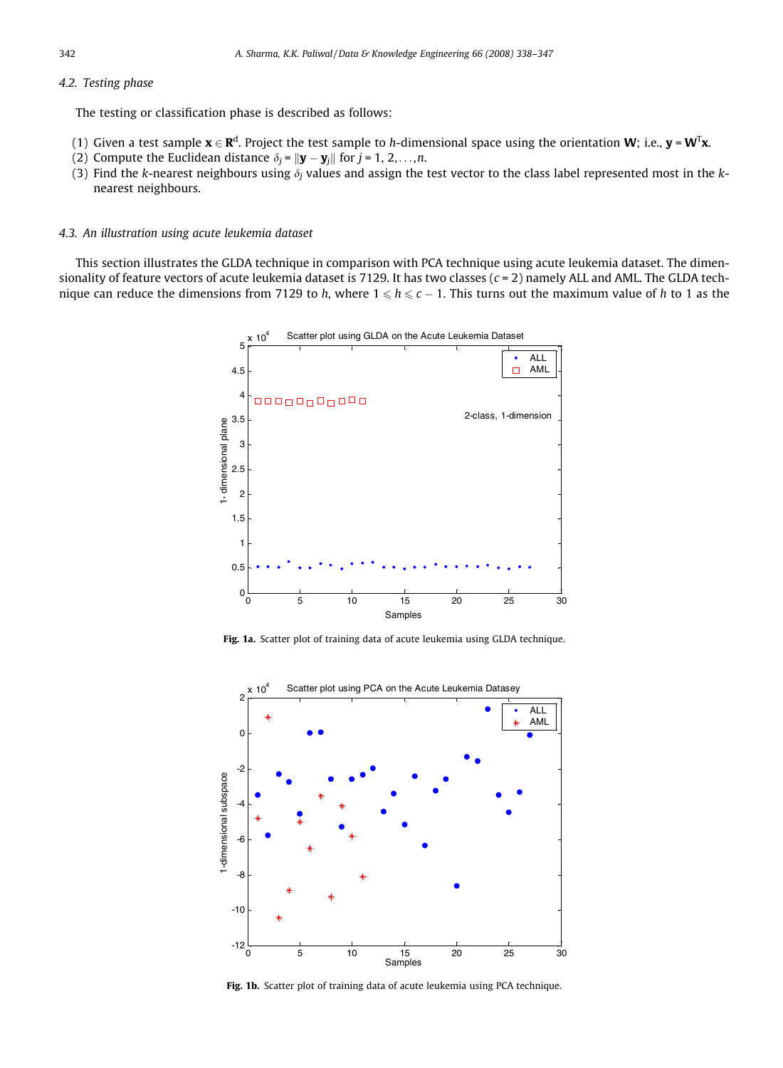### 4.2. Testing phase

The testing or classification phase is described as follows:

(1) Given a test sample $\mathbf{x} \in \mathbf{R}^d$. Project the test sample to $h$-dimensional space using the orientation $\mathbf{W}$; i.e., $\mathbf{y} = \mathbf{W}^T\mathbf{x}$.
(2) Compute the Euclidean distance $\delta_j = \|\mathbf{y} - \mathbf{y}_j\|$ for $j = 1, 2, \ldots, n$.
(3) Find the $k$-nearest neighbours using $\delta_j$ values and assign the test vector to the class label represented most in the $k$-nearest neighbours.

### 4.3. An illustration using acute leukemia dataset

This section illustrates the GLDA technique in comparison with PCA technique using acute leukemia dataset. The dimensionality of feature vectors of acute leukemia dataset is 7129. It has two classes ($c = 2$) namely ALL and AML. The GLDA technique can reduce the dimensions from 7129 to $h$, where $1 \leqslant h \leqslant c - 1$. This turns out the maximum value of $h$ to 1 as the

Scatter plot using GLDA on the Acute Leukemia Dataset

x 10^4

ALL
AML

2-class, 1-dimension

1- dimensional plane

0
0.5
1
1.5
2
2.5
3
3.5
4
4.5
5

0
5
10
15
20
25
30

Samples

**Fig. 1a.** Scatter plot of training data of acute leukemia using GLDA technique.

Scatter plot using PCA on the Acute Leukemia Datasey

x 10^4

ALL
AML

1-dimensional subspace

2
0
-2
-4
-6
-8
-10
-12

0
5
10
15
20
25
30

Samples

**Fig. 1b.** Scatter plot of training data of acute leukemia using PCA technique.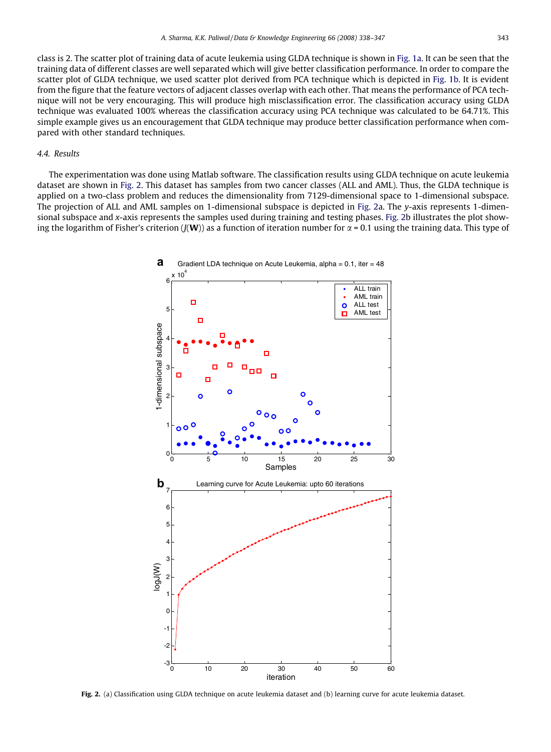class is 2. The scatter plot of training data of acute leukemia using GLDA technique is shown in Fig. 1a. It can be seen that the training data of different classes are well separated which will give better classification performance. In order to compare the scatter plot of GLDA technique, we used scatter plot derived from PCA technique which is depicted in Fig. 1b. It is evident from the figure that the feature vectors of adjacent classes overlap with each other. That means the performance of PCA technique will not be very encouraging. This will produce high misclassification error. The classification accuracy using GLDA technique was evaluated 100% whereas the classification accuracy using PCA technique was calculated to be 64.71%. This simple example gives us an encouragement that GLDA technique may produce better classification performance when compared with other standard techniques.

### 4.4. Results

The experimentation was done using Matlab software. The classification results using GLDA technique on acute leukemia dataset are shown in Fig. 2. This dataset has samples from two cancer classes (ALL and AML). Thus, the GLDA technique is applied on a two-class problem and reduces the dimensionality from 7129-dimensional space to 1-dimensional subspace. The projection of ALL and AML samples on 1-dimensional subspace is depicted in Fig. 2a. The *y*-axis represents 1-dimensional subspace and *x*-axis represents the samples used during training and testing phases. Fig. 2b illustrates the plot showing the logarithm of Fisher's criterion ($J(\mathbf{W})$) as a function of iteration number for $\alpha = 0.1$ using the training data. This type of

**Fig. 2.** (a) Classification using GLDA technique on acute leukemia dataset and (b) learning curve for acute leukemia dataset.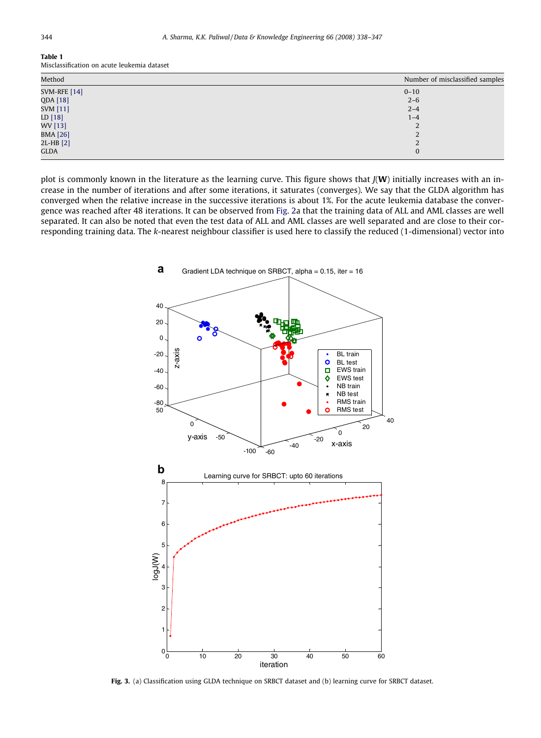**Table 1**
Misclassification on acute leukemia dataset

| Method | Number of misclassified samples |
|---|---|
| SVM-RFE [14] | 0–10 |
| QDA [18] | 2–6 |
| SVM [11] | 2–4 |
| LD [18] | 1–4 |
| WV [13] | 2 |
| BMA [26] | 2 |
| 2L-HB [2] | 2 |
| GLDA | 0 |

plot is commonly known in the literature as the learning curve. This figure shows that $J(\mathbf{W})$ initially increases with an increase in the number of iterations and after some iterations, it saturates (converges). We say that the GLDA algorithm has converged when the relative increase in the successive iterations is about 1%. For the acute leukemia database the convergence was reached after 48 iterations. It can be observed from Fig. 2a that the training data of ALL and AML classes are well separated. It can also be noted that even the test data of ALL and AML classes are well separated and are close to their corresponding training data. The $k$-nearest neighbour classifier is used here to classify the reduced (1-dimensional) vector into

a

Gradient LDA technique on SRBCT, alpha = 0.15, iter = 16

BL train
BL test
EWS train
EWS test
NB train
NB test
RMS train
RMS test

z-axis
40
20
0
-20
-40
-60
-80

y-axis
50
0
-50
-100

x-axis
-60
-40
-20
0
20
40

b

Learning curve for SRBCT: upto 60 iterations

logJ(W)
0
1
2
3
4
5
6
7
8

iteration
0
10
20
30
40
50
60

**Fig. 3.** (a) Classification using GLDA technique on SRBCT dataset and (b) learning curve for SRBCT dataset.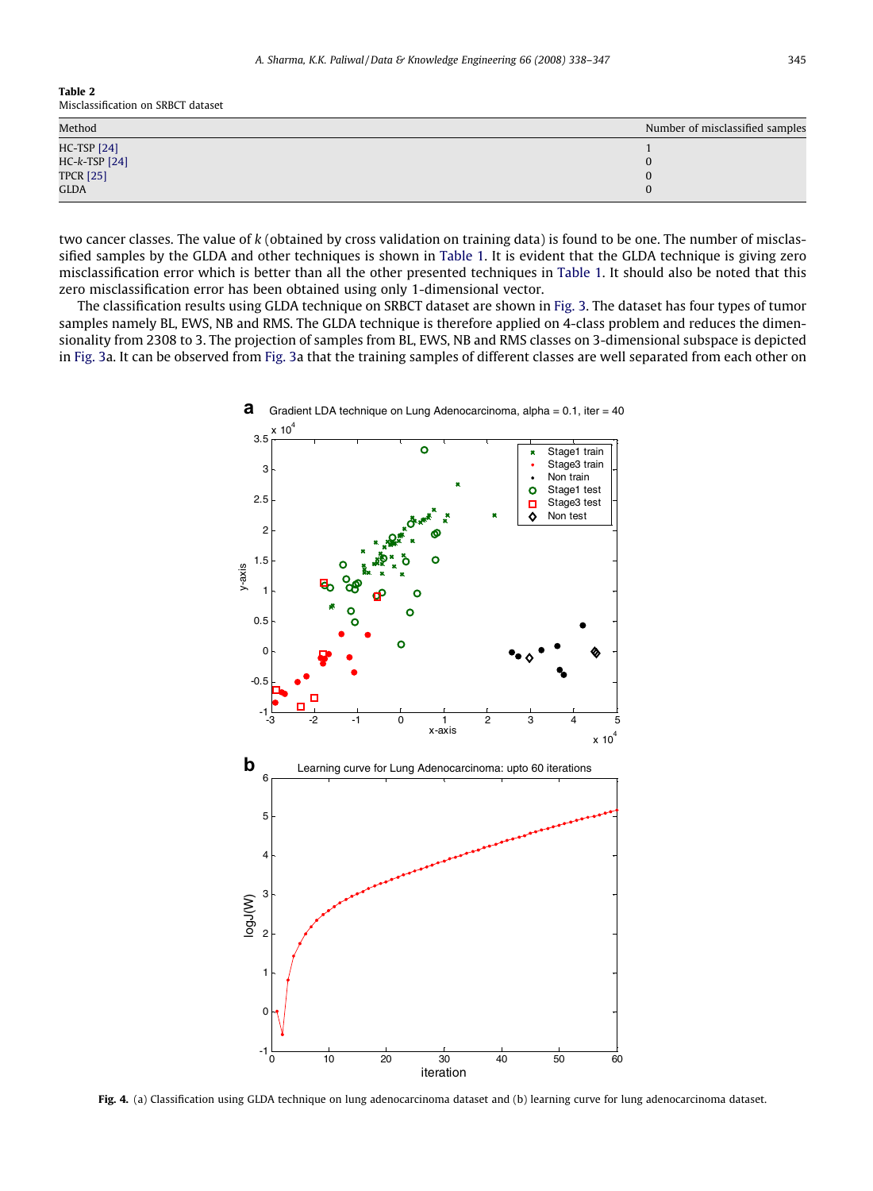**Table 2**
Misclassification on SRBCT dataset

| Method | Number of misclassified samples |
|---|---|
| HC-TSP [24] | 1 |
| HC-*k*-TSP [24] | 0 |
| TPCR [25] | 0 |
| GLDA | 0 |

two cancer classes. The value of $k$ (obtained by cross validation on training data) is found to be one. The number of misclassified samples by the GLDA and other techniques is shown in Table 1. It is evident that the GLDA technique is giving zero misclassification error which is better than all the other presented techniques in Table 1. It should also be noted that this zero misclassification error has been obtained using only 1-dimensional vector.

The classification results using GLDA technique on SRBCT dataset are shown in Fig. 3. The dataset has four types of tumor samples namely BL, EWS, NB and RMS. The GLDA technique is therefore applied on 4-class problem and reduces the dimensionality from 2308 to 3. The projection of samples from BL, EWS, NB and RMS classes on 3-dimensional subspace is depicted in Fig. 3a. It can be observed from Fig. 3a that the training samples of different classes are well separated from each other on

a

Gradient LDA technique on Lung Adenocarcinoma, alpha = 0.1, iter = 40

x $10^4$

3.5
3
2.5
2
1.5
1
0.5
0
-0.5
-1

y-axis

-3
-2
-1
0
1
2
3
4
5

x-axis

x $10^4$

Stage1 train
Stage3 train
Non train
Stage1 test
Stage3 test
Non test

b

Learning curve for Lung Adenocarcinoma: upto 60 iterations

6
5
4
3
2
1
0
-1

logJ(W)

0
10
20
30
40
50
60

iteration

**Fig. 4.** (a) Classification using GLDA technique on lung adenocarcinoma dataset and (b) learning curve for lung adenocarcinoma dataset.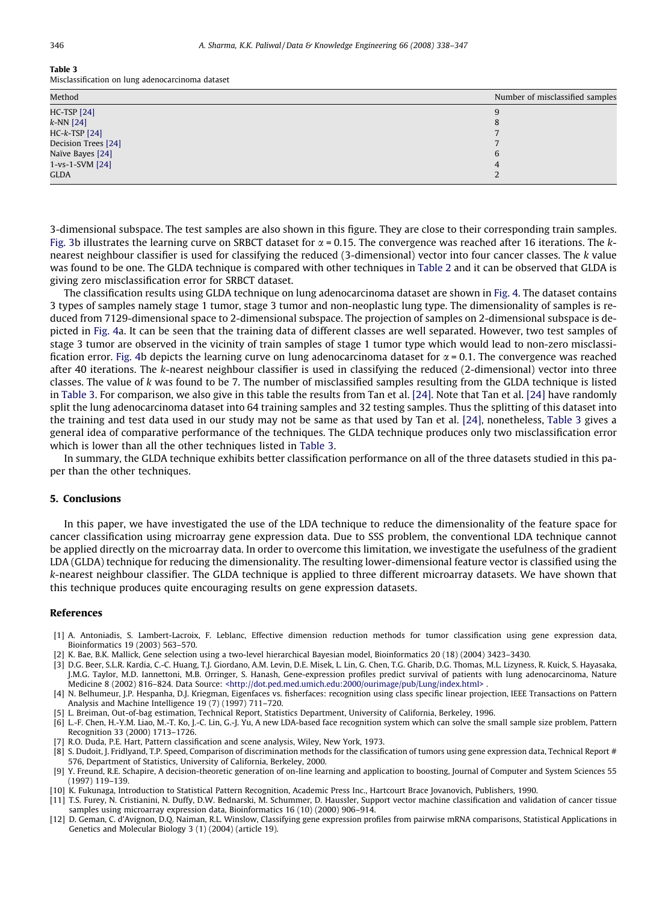**Table 3**
Misclassification on lung adenocarcinoma dataset

| Method | Number of misclassified samples |
|---|---|
| HC-TSP [24] | 9 |
| *k*-NN [24] | 8 |
| HC-*k*-TSP [24] | 7 |
| Decision Trees [24] | 7 |
| Naïve Bayes [24] | 6 |
| 1-vs-1-SVM [24] | 4 |
| GLDA | 2 |

3-dimensional subspace. The test samples are also shown in this figure. They are close to their corresponding train samples. Fig. 3b illustrates the learning curve on SRBCT dataset for $\alpha = 0.15$. The convergence was reached after 16 iterations. The $k$-nearest neighbour classifier is used for classifying the reduced (3-dimensional) vector into four cancer classes. The $k$ value was found to be one. The GLDA technique is compared with other techniques in Table 2 and it can be observed that GLDA is giving zero misclassification error for SRBCT dataset.

The classification results using GLDA technique on lung adenocarcinoma dataset are shown in Fig. 4. The dataset contains 3 types of samples namely stage 1 tumor, stage 3 tumor and non-neoplastic lung type. The dimensionality of samples is reduced from 7129-dimensional space to 2-dimensional subspace. The projection of samples on 2-dimensional subspace is depicted in Fig. 4a. It can be seen that the training data of different classes are well separated. However, two test samples of stage 3 tumor are observed in the vicinity of train samples of stage 1 tumor type which would lead to non-zero misclassification error. Fig. 4b depicts the learning curve on lung adenocarcinoma dataset for $\alpha = 0.1$. The convergence was reached after 40 iterations. The $k$-nearest neighbour classifier is used in classifying the reduced (2-dimensional) vector into three classes. The value of $k$ was found to be 7. The number of misclassified samples resulting from the GLDA technique is listed in Table 3. For comparison, we also give in this table the results from Tan et al. [24]. Note that Tan et al. [24] have randomly split the lung adenocarcinoma dataset into 64 training samples and 32 testing samples. Thus the splitting of this dataset into the training and test data used in our study may not be same as that used by Tan et al. [24], nonetheless, Table 3 gives a general idea of comparative performance of the techniques. The GLDA technique produces only two misclassification error which is lower than all the other techniques listed in Table 3.

In summary, the GLDA technique exhibits better classification performance on all of the three datasets studied in this paper than the other techniques.

## 5. Conclusions

In this paper, we have investigated the use of the LDA technique to reduce the dimensionality of the feature space for cancer classification using microarray gene expression data. Due to SSS problem, the conventional LDA technique cannot be applied directly on the microarray data. In order to overcome this limitation, we investigate the usefulness of the gradient LDA (GLDA) technique for reducing the dimensionality. The resulting lower-dimensional feature vector is classified using the $k$-nearest neighbour classifier. The GLDA technique is applied to three different microarray datasets. We have shown that this technique produces quite encouraging results on gene expression datasets.

## References

[1] A. Antoniadis, S. Lambert-Lacroix, F. Leblanc, Effective dimension reduction methods for tumor classification using gene expression data, Bioinformatics 19 (2003) 563–570.

[2] K. Bae, B.K. Mallick, Gene selection using a two-level hierarchical Bayesian model, Bioinformatics 20 (18) (2004) 3423–3430.

[3] D.G. Beer, S.L.R. Kardia, C.-C. Huang, T.J. Giordano, A.M. Levin, D.E. Misek, L. Lin, G. Chen, T.G. Gharib, D.G. Thomas, M.L. Lizyness, R. Kuick, S. Hayasaka, J.M.G. Taylor, M.D. Iannettoni, M.B. Orringer, S. Hanash, Gene-expression profiles predict survival of patients with lung adenocarcinoma, Nature Medicine 8 (2002) 816–824. Data Source: <http://dot.ped.med.umich.edu:2000/ourimage/pub/Lung/index.html> .

[4] N. Belhumeur, J.P. Hespanha, D.J. Kriegman, Eigenfaces vs. fisherfaces: recognition using class specific linear projection, IEEE Transactions on Pattern Analysis and Machine Intelligence 19 (7) (1997) 711–720.

[5] L. Breiman, Out-of-bag estimation, Technical Report, Statistics Department, University of California, Berkeley, 1996.

[6] L.-F. Chen, H.-Y.M. Liao, M.-T. Ko, J.-C. Lin, G.-J. Yu, A new LDA-based face recognition system which can solve the small sample size problem, Pattern Recognition 33 (2000) 1713–1726.

[7] R.O. Duda, P.E. Hart, Pattern classification and scene analysis, Wiley, New York, 1973.

[8] S. Dudoit, J. Fridlyand, T.P. Speed, Comparison of discrimination methods for the classification of tumors using gene expression data, Technical Report # 576, Department of Statistics, University of California, Berkeley, 2000.

[9] Y. Freund, R.E. Schapire, A decision-theoretic generation of on-line learning and application to boosting, Journal of Computer and System Sciences 55 (1997) 119–139.

[10] K. Fukunaga, Introduction to Statistical Pattern Recognition, Academic Press Inc., Hartcourt Brace Jovanovich, Publishers, 1990.

[11] T.S. Furey, N. Cristianini, N. Duffy, D.W. Bednarski, M. Schummer, D. Haussler, Support vector machine classification and validation of cancer tissue samples using microarray expression data, Bioinformatics 16 (10) (2000) 906–914.

[12] D. Geman, C. d'Avignon, D.Q. Naiman, R.L. Winslow, Classifying gene expression profiles from pairwise mRNA comparisons, Statistical Applications in Genetics and Molecular Biology 3 (1) (2004) (article 19).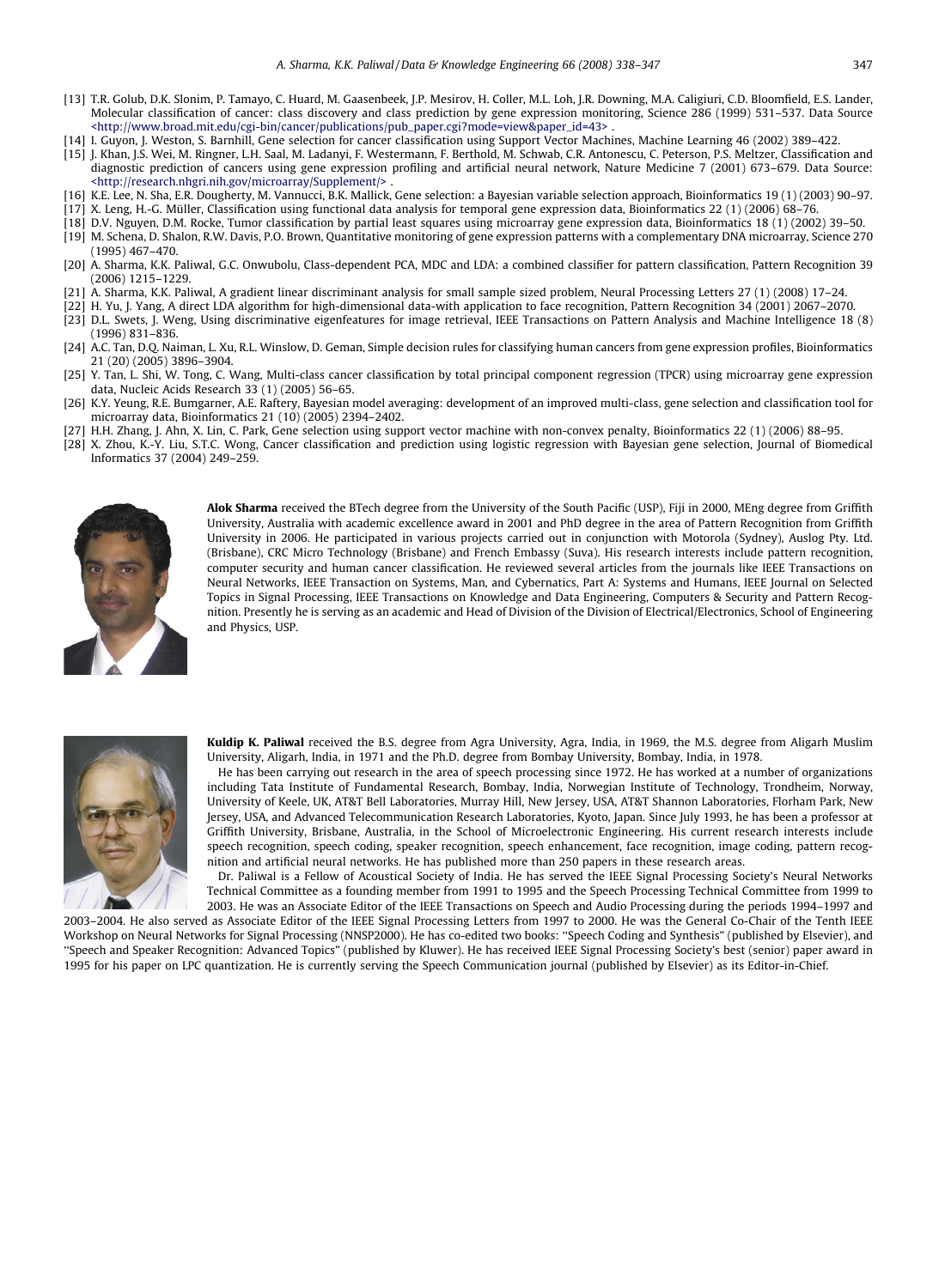[13] T.R. Golub, D.K. Slonim, P. Tamayo, C. Huard, M. Gaasenbeek, J.P. Mesirov, H. Coller, M.L. Loh, J.R. Downing, M.A. Caligiuri, C.D. Bloomfield, E.S. Lander, Molecular classification of cancer: class discovery and class prediction by gene expression monitoring, Science 286 (1999) 531–537. Data Source <http://www.broad.mit.edu/cgi-bin/cancer/publications/pub_paper.cgi?mode=view&paper_id=43> .

[14] I. Guyon, J. Weston, S. Barnhill, Gene selection for cancer classification using Support Vector Machines, Machine Learning 46 (2002) 389–422.

[15] J. Khan, J.S. Wei, M. Ringner, L.H. Saal, M. Ladanyi, F. Westermann, F. Berthold, M. Schwab, C.R. Antonescu, C. Peterson, P.S. Meltzer, Classification and diagnostic prediction of cancers using gene expression profiling and artificial neural network, Nature Medicine 7 (2001) 673–679. Data Source: <http://research.nhgri.nih.gov/microarray/Supplement/> .

[16] K.E. Lee, N. Sha, E.R. Dougherty, M. Vannucci, B.K. Mallick, Gene selection: a Bayesian variable selection approach, Bioinformatics 19 (1) (2003) 90–97.

[17] X. Leng, H.-G. Müller, Classification using functional data analysis for temporal gene expression data, Bioinformatics 22 (1) (2006) 68–76.

[18] D.V. Nguyen, D.M. Rocke, Tumor classification by partial least squares using microarray gene expression data, Bioinformatics 18 (1) (2002) 39–50.

[19] M. Schena, D. Shalon, R.W. Davis, P.O. Brown, Quantitative monitoring of gene expression patterns with a complementary DNA microarray, Science 270 (1995) 467–470.

[20] A. Sharma, K.K. Paliwal, G.C. Onwubolu, Class-dependent PCA, MDC and LDA: a combined classifier for pattern classification, Pattern Recognition 39 (2006) 1215–1229.

[21] A. Sharma, K.K. Paliwal, A gradient linear discriminant analysis for small sample sized problem, Neural Processing Letters 27 (1) (2008) 17–24.

[22] H. Yu, J. Yang, A direct LDA algorithm for high-dimensional data-with application to face recognition, Pattern Recognition 34 (2001) 2067–2070.

[23] D.L. Swets, J. Weng, Using discriminative eigenfeatures for image retrieval, IEEE Transactions on Pattern Analysis and Machine Intelligence 18 (8) (1996) 831–836.

[24] A.C. Tan, D.Q. Naiman, L. Xu, R.L. Winslow, D. Geman, Simple decision rules for classifying human cancers from gene expression profiles, Bioinformatics 21 (20) (2005) 3896–3904.

[25] Y. Tan, L. Shi, W. Tong, C. Wang, Multi-class cancer classification by total principal component regression (TPCR) using microarray gene expression data, Nucleic Acids Research 33 (1) (2005) 56–65.

[26] K.Y. Yeung, R.E. Bumgarner, A.E. Raftery, Bayesian model averaging: development of an improved multi-class, gene selection and classification tool for microarray data, Bioinformatics 21 (10) (2005) 2394–2402.

[27] H.H. Zhang, J. Ahn, X. Lin, C. Park, Gene selection using support vector machine with non-convex penalty, Bioinformatics 22 (1) (2006) 88–95.

[28] X. Zhou, K.-Y. Liu, S.T.C. Wong, Cancer classification and prediction using logistic regression with Bayesian gene selection, Journal of Biomedical Informatics 37 (2004) 249–259.

**Alok Sharma** received the BTech degree from the University of the South Pacific (USP), Fiji in 2000, MEng degree from Griffith University, Australia with academic excellence award in 2001 and PhD degree in the area of Pattern Recognition from Griffith University in 2006. He participated in various projects carried out in conjunction with Motorola (Sydney), Auslog Pty. Ltd. (Brisbane), CRC Micro Technology (Brisbane) and French Embassy (Suva). His research interests include pattern recognition, computer security and human cancer classification. He reviewed several articles from the journals like IEEE Transactions on Neural Networks, IEEE Transaction on Systems, Man, and Cybernatics, Part A: Systems and Humans, IEEE Journal on Selected Topics in Signal Processing, IEEE Transactions on Knowledge and Data Engineering, Computers & Security and Pattern Recognition. Presently he is serving as an academic and Head of Division of the Division of Electrical/Electronics, School of Engineering and Physics, USP.

**Kuldip K. Paliwal** received the B.S. degree from Agra University, Agra, India, in 1969, the M.S. degree from Aligarh Muslim University, Aligarh, India, in 1971 and the Ph.D. degree from Bombay University, Bombay, India, in 1978.

He has been carrying out research in the area of speech processing since 1972. He has worked at a number of organizations including Tata Institute of Fundamental Research, Bombay, India, Norwegian Institute of Technology, Trondheim, Norway, University of Keele, UK, AT&T Bell Laboratories, Murray Hill, New Jersey, USA, AT&T Shannon Laboratories, Florham Park, New Jersey, USA, and Advanced Telecommunication Research Laboratories, Kyoto, Japan. Since July 1993, he has been a professor at Griffith University, Brisbane, Australia, in the School of Microelectronic Engineering. His current research interests include speech recognition, speech coding, speaker recognition, speech enhancement, face recognition, image coding, pattern recognition and artificial neural networks. He has published more than 250 papers in these research areas.

Dr. Paliwal is a Fellow of Acoustical Society of India. He has served the IEEE Signal Processing Society's Neural Networks Technical Committee as a founding member from 1991 to 1995 and the Speech Processing Technical Committee from 1999 to 2003. He was an Associate Editor of the IEEE Transactions on Speech and Audio Processing during the periods 1994–1997 and 2003–2004. He also served as Associate Editor of the IEEE Signal Processing Letters from 1997 to 2000. He was the General Co-Chair of the Tenth IEEE Workshop on Neural Networks for Signal Processing (NNSP2000). He has co-edited two books: "Speech Coding and Synthesis" (published by Elsevier), and "Speech and Speaker Recognition: Advanced Topics" (published by Kluwer). He has received IEEE Signal Processing Society's best (senior) paper award in 1995 for his paper on LPC quantization. He is currently serving the Speech Communication journal (published by Elsevier) as its Editor-in-Chief.